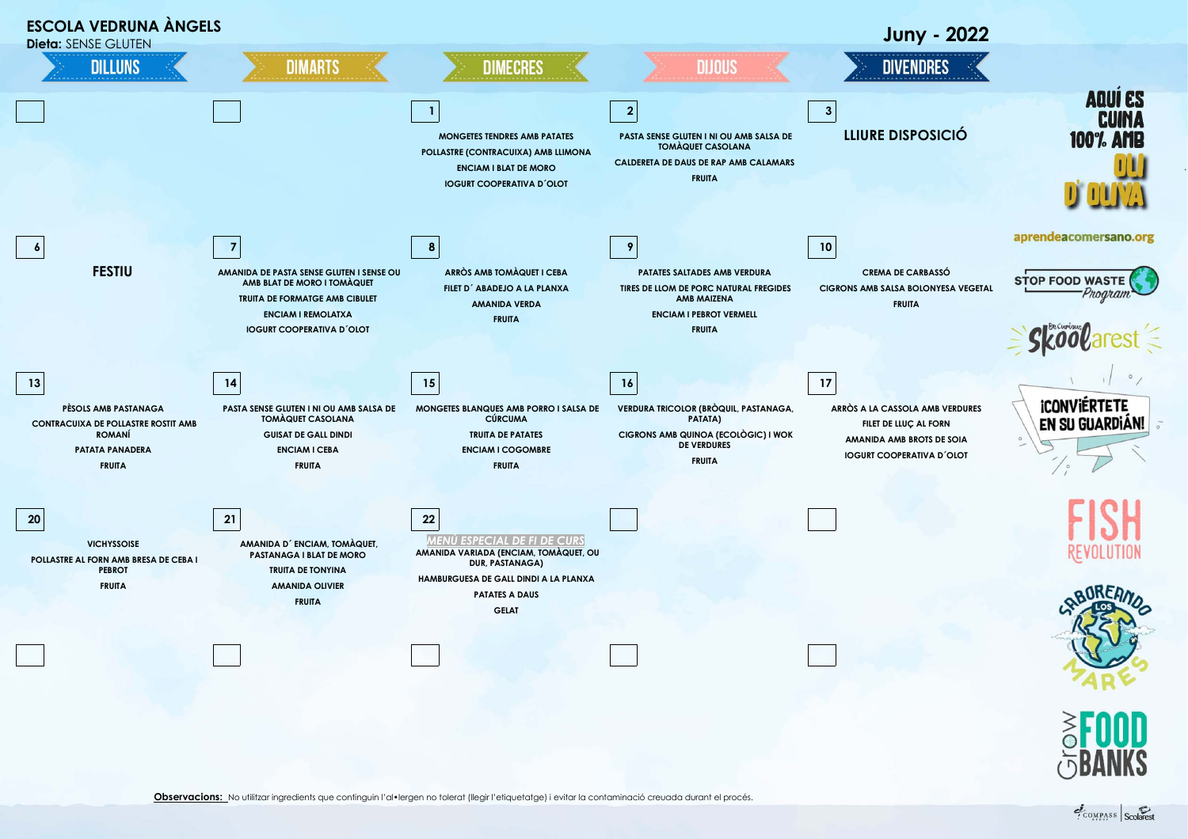# ESCOLA VEDRUNA ÀNGELS

**Dieta:** SENSE GLUTEN

## Juny - 2022

| DILLUNS | DIMARTS | DIMECRES | DIJOUS | DIVENDRES |
|---|---|---|---|---|
| | | **1**<br>MONGETES TENDRES AMB PATATES<br>POLLASTRE (CONTRACUIXA) AMB LLIMONA<br>ENCIAM I BLAT DE MORO<br>IOGURT COOPERATIVA D´OLOT | **2**<br>PASTA SENSE GLUTEN I NI OU AMB SALSA DE TOMÀQUET CASOLANA<br>CALDERETA DE DAUS DE RAP AMB CALAMARS<br>FRUITA | **3**<br>LLIURE DISPOSICIÓ |
| **6**<br>FESTIU | **7**<br>AMANIDA DE PASTA SENSE GLUTEN I SENSE OU AMB BLAT DE MORO I TOMÀQUET<br>TRUITA DE FORMATGE AMB CIBULET<br>ENCIAM I REMOLATXA<br>IOGURT COOPERATIVA D´OLOT | **8**<br>ARRÒS AMB TOMÀQUET I CEBA<br>FILET D´ ABADEJO A LA PLANXA<br>AMANIDA VERDA<br>FRUITA | **9**<br>PATATES SALTADES AMB VERDURA<br>TIRES DE LLOM DE PORC NATURAL FREGIDES AMB MAIZENA<br>ENCIAM I PEBROT VERMELL<br>FRUITA | **10**<br>CREMA DE CARBASSÓ<br>CIGRONS AMB SALSA BOLONYESA VEGETAL<br>FRUITA |
| **13**<br>PÈSOLS AMB PASTANAGA<br>CONTRACUIXA DE POLLASTRE ROSTIT AMB ROMANÍ<br>PATATA PANADERA<br>FRUITA | **14**<br>PASTA SENSE GLUTEN I NI OU AMB SALSA DE TOMÀQUET CASOLANA<br>GUISAT DE GALL DINDI<br>ENCIAM I CEBA<br>FRUITA | **15**<br>MONGETES BLANQUES AMB PORRO I SALSA DE CÚRCUMA<br>TRUITA DE PATATES<br>ENCIAM I COGOMBRE<br>FRUITA | **16**<br>VERDURA TRICOLOR (BRÒQUIL, PASTANAGA, PATATA)<br>CIGRONS AMB QUINOA (ECOLÒGIC) I WOK DE VERDURES<br>FRUITA | **17**<br>ARRÒS A LA CASSOLA AMB VERDURES<br>FILET DE LLUÇ AL FORN<br>AMANIDA AMB BROTS DE SOIA<br>IOGURT COOPERATIVA D´OLOT |
| **20**<br>VICHYSSOISE<br>POLLASTRE AL FORN AMB BRESA DE CEBA I PEBROT<br>FRUITA | **21**<br>AMANIDA D´ ENCIAM, TOMÀQUET, PASTANAGA I BLAT DE MORO<br>TRUITA DE TONYINA<br>AMANIDA OLIVIER<br>FRUITA | **22**<br>*MENÚ ESPECIAL DE FI DE CURS*<br>AMANIDA VARIADA (ENCIAM, TOMÀQUET, OU DUR, PASTANAGA)<br>HAMBURGUESA DE GALL DINDI A LA PLANXA<br>PATATES A DAUS<br>GELAT | | |
| | | | | |

AQUÍ ES CUINA 100% AMB OLI D' OLIVA

aprendeacomersano.org

STOP FOOD WASTE Program

Skoolarest

¡CONVIÉRTETE EN SU GUARDIÁN!

FISH REVOLUTION

SABOREANDO LOS MARES

Grow FOOD BANKS

**Observacions:** No utilitzar ingredients que continguin l'al•lergen no tolerat (llegir l'etiquetatge) i evitar la contaminació creuada durant el procés.

COMPASS GROUP | Scolarest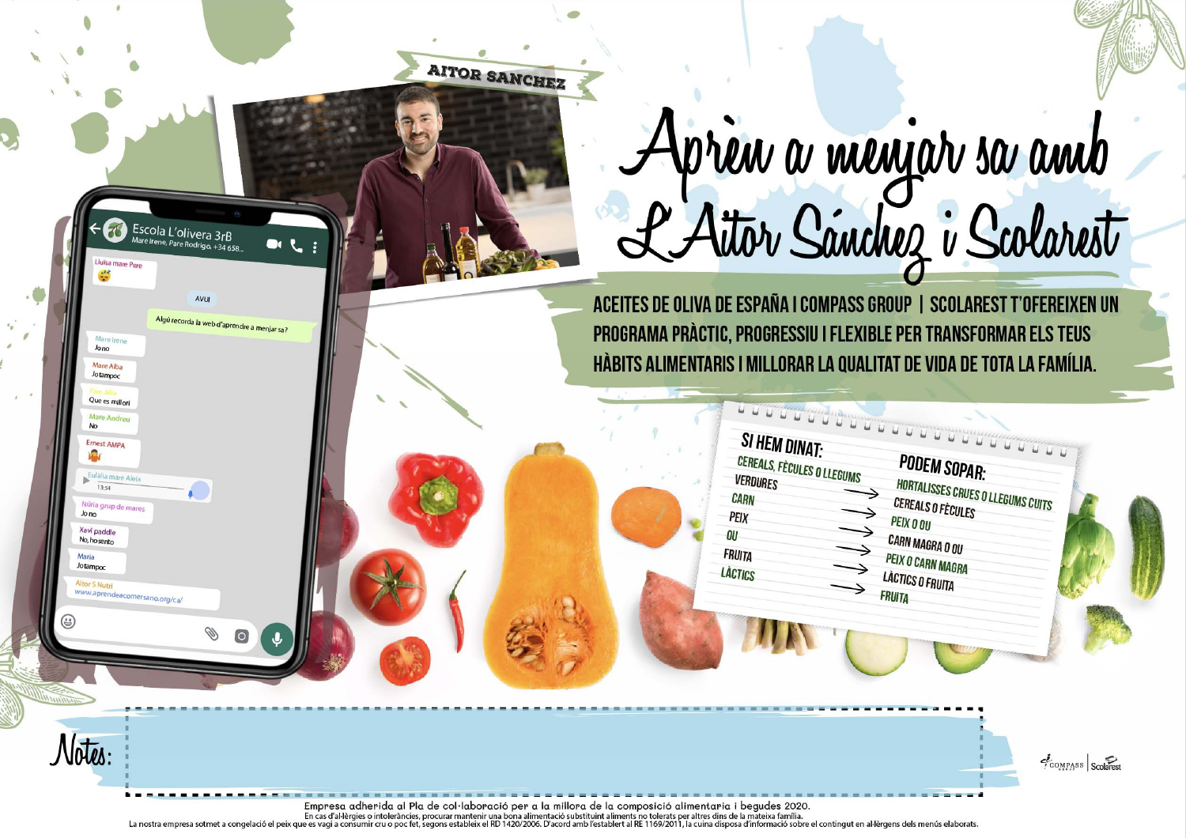AITOR SANCHEZ

# Aprèn a menjar sa amb L'Aitor Sánchez i Scolarest

**ACEITES DE OLIVA DE ESPAÑA I COMPASS GROUP | SCOLAREST T'OFEREIXEN UN PROGRAMA PRÀCTIC, PROGRESSIU I FLEXIBLE PER TRANSFORMAR ELS TEUS HÀBITS ALIMENTARIS I MILLORAR LA QUALITAT DE VIDA DE TOTA LA FAMÍLIA.**

Escola L'olivera 3rB
Mare Irene, Pare Rodrigo, +34 658...

Lluïsa mare Pere

AVUI

Algú recorda la web d'aprendre a menjar sa?

Mare Irene: Jo no

Mare Alba: Jo tampoc

Pare Júlia: Que es millori

Mare Andreu: No

Ernest AMPA

Eulàlia mare Aleix: 13:54

Núria grup de mares: Jo no

Xavi paddle: No, ho sento

Maria: Jo tampoc

Aitor S Nutri: www.aprendeacomersano.org/ca/

| SI HEM DINAT: | | PODEM SOPAR: |
|---|---|---|
| CEREALS, FÈCULES O LLEGUMS | → | HORTALISSES CRUES O LLEGUMS CUITS |
| VERDURES | → | CEREALS O FÈCULES |
| CARN | → | PEIX O OU |
| PEIX | → | CARN MAGRA O OU |
| OU | → | PEIX O CARN MAGRA |
| FRUITA | → | LÀCTICS O FRUITA |
| LÀCTICS | → | FRUITA |

Notes:

COMPASS | Scolarest

Empresa adherida al Pla de col·laboració per a la millora de la composició alimentària i begudes 2020.
En cas d'al·lèrgies o intoleràncies, procurar mantenir una bona alimentació substituint aliments no tolerats per altres dins de la mateixa família.
La nostra empresa sotmet a congelació el peix que es vagi a consumir cru o poc fet, segons estableix el RD 1420/2006. D'acord amb l'establert al RE 1169/2011, la cuina disposa d'informació sobre el contingut en al·lèrgens dels menús elaborats.